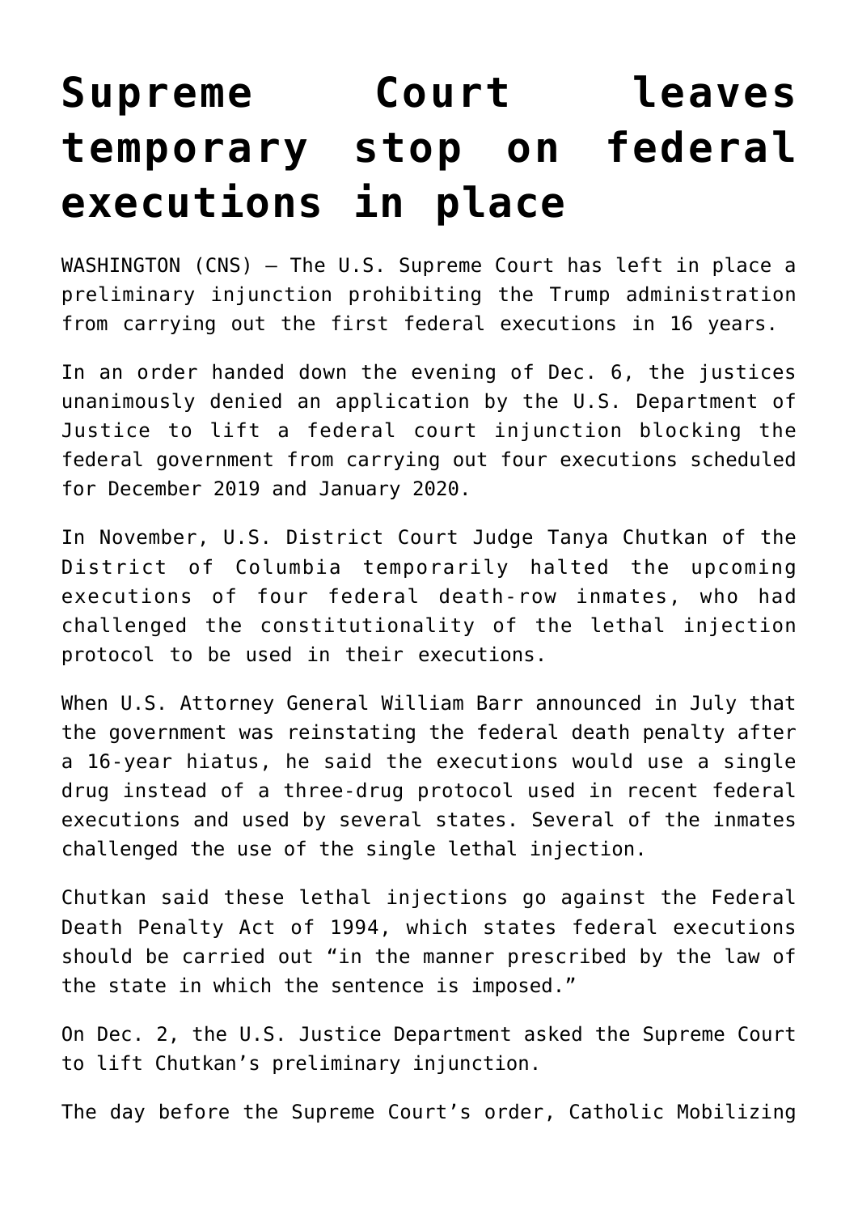# Supreme Court leaves temporary stop on federal executions in place

WASHINGTON (CNS) — The U.S. Supreme Court has left in place a preliminary injunction prohibiting the Trump administration from carrying out the first federal executions in 16 years.

In an order handed down the evening of Dec. 6, the justices unanimously denied an application by the U.S. Department of Justice to lift a federal court injunction blocking the federal government from carrying out four executions scheduled for December 2019 and January 2020.

In November, U.S. District Court Judge Tanya Chutkan of the District of Columbia temporarily halted the upcoming executions of four federal death-row inmates, who had challenged the constitutionality of the lethal injection protocol to be used in their executions.

When U.S. Attorney General William Barr announced in July that the government was reinstating the federal death penalty after a 16-year hiatus, he said the executions would use a single drug instead of a three-drug protocol used in recent federal executions and used by several states. Several of the inmates challenged the use of the single lethal injection.

Chutkan said these lethal injections go against the Federal Death Penalty Act of 1994, which states federal executions should be carried out "in the manner prescribed by the law of the state in which the sentence is imposed."

On Dec. 2, the U.S. Justice Department asked the Supreme Court to lift Chutkan's preliminary injunction.

The day before the Supreme Court's order, Catholic Mobilizing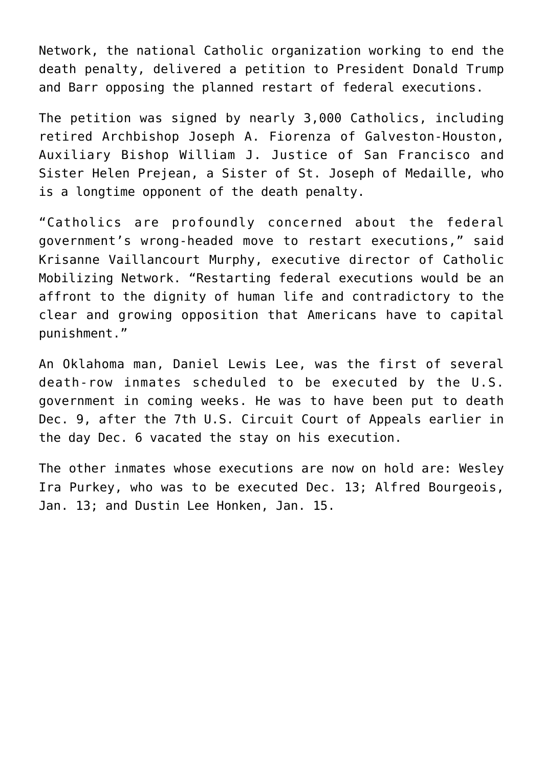Network, the national Catholic organization working to end the death penalty, delivered a petition to President Donald Trump and Barr opposing the planned restart of federal executions.

The petition was signed by nearly 3,000 Catholics, including retired Archbishop Joseph A. Fiorenza of Galveston-Houston, Auxiliary Bishop William J. Justice of San Francisco and Sister Helen Prejean, a Sister of St. Joseph of Medaille, who is a longtime opponent of the death penalty.

"Catholics are profoundly concerned about the federal government's wrong-headed move to restart executions," said Krisanne Vaillancourt Murphy, executive director of Catholic Mobilizing Network. "Restarting federal executions would be an affront to the dignity of human life and contradictory to the clear and growing opposition that Americans have to capital punishment."

An Oklahoma man, Daniel Lewis Lee, was the first of several death-row inmates scheduled to be executed by the U.S. government in coming weeks. He was to have been put to death Dec. 9, after the 7th U.S. Circuit Court of Appeals earlier in the day Dec. 6 vacated the stay on his execution.

The other inmates whose executions are now on hold are: Wesley Ira Purkey, who was to be executed Dec. 13; Alfred Bourgeois, Jan. 13; and Dustin Lee Honken, Jan. 15.